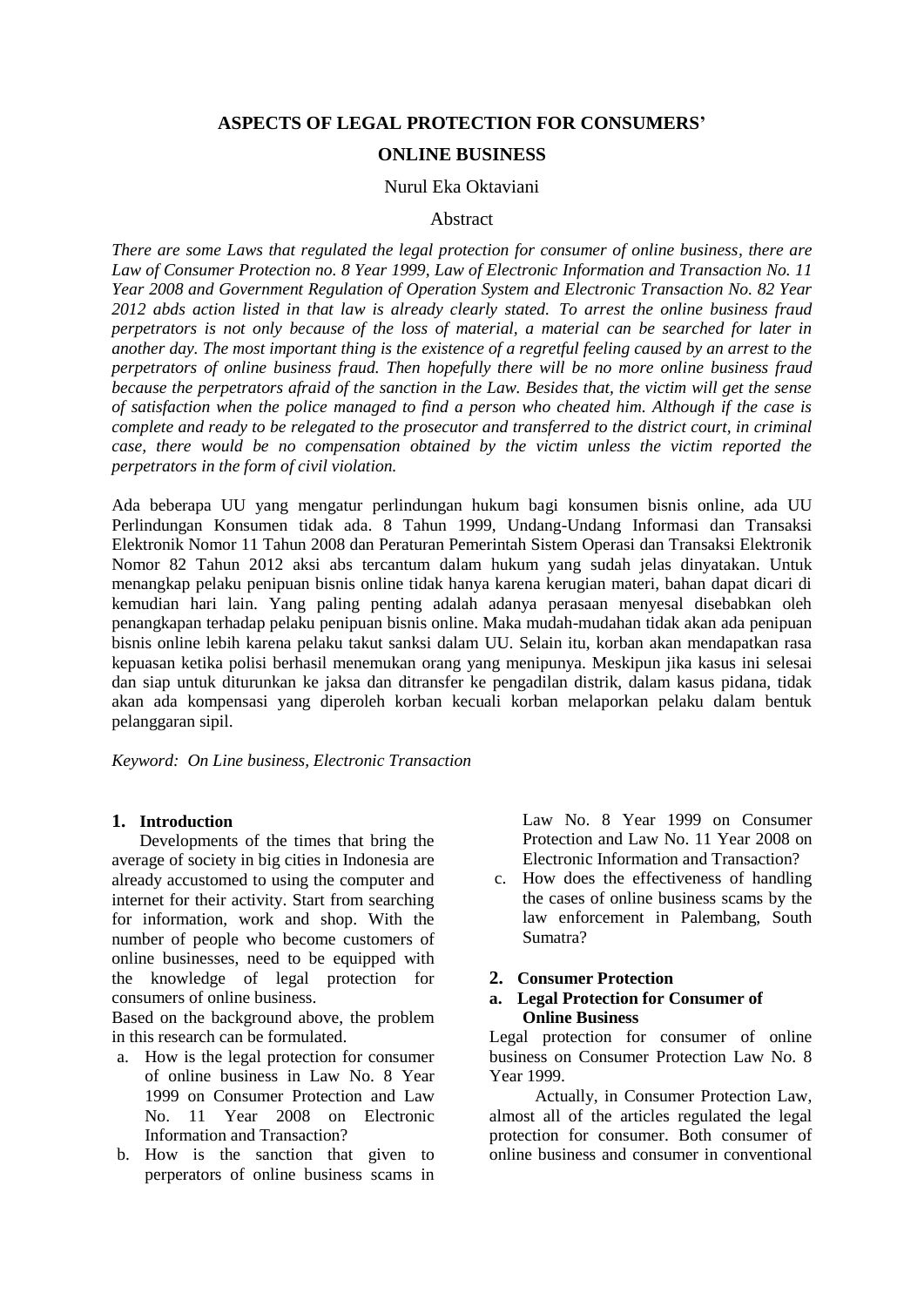# ASPECTS OF LEGAL PROTECTION FOR CONSUMERS' ONLINE BUSINESS

Nurul Eka Oktaviani

## Abstract

*There are some Laws that regulated the legal protection for consumer of online business, there are Law of Consumer Protection no. 8 Year 1999, Law of Electronic Information and Transaction No. 11 Year 2008 and Government Regulation of Operation System and Electronic Transaction No. 82 Year 2012 abds action listed in that law is already clearly stated. To arrest the online business fraud perpetrators is not only because of the loss of material, a material can be searched for later in another day. The most important thing is the existence of a regretful feeling caused by an arrest to the perpetrators of online business fraud. Then hopefully there will be no more online business fraud because the perpetrators afraid of the sanction in the Law. Besides that, the victim will get the sense of satisfaction when the police managed to find a person who cheated him. Although if the case is complete and ready to be relegated to the prosecutor and transferred to the district court, in criminal case, there would be no compensation obtained by the victim unless the victim reported the perpetrators in the form of civil violation.*

Ada beberapa UU yang mengatur perlindungan hukum bagi konsumen bisnis online, ada UU Perlindungan Konsumen tidak ada. 8 Tahun 1999, Undang-Undang Informasi dan Transaksi Elektronik Nomor 11 Tahun 2008 dan Peraturan Pemerintah Sistem Operasi dan Transaksi Elektronik Nomor 82 Tahun 2012 aksi abs tercantum dalam hukum yang sudah jelas dinyatakan. Untuk menangkap pelaku penipuan bisnis online tidak hanya karena kerugian materi, bahan dapat dicari di kemudian hari lain. Yang paling penting adalah adanya perasaan menyesal disebabkan oleh penangkapan terhadap pelaku penipuan bisnis online. Maka mudah-mudahan tidak akan ada penipuan bisnis online lebih karena pelaku takut sanksi dalam UU. Selain itu, korban akan mendapatkan rasa kepuasan ketika polisi berhasil menemukan orang yang menipunya. Meskipun jika kasus ini selesai dan siap untuk diturunkan ke jaksa dan ditransfer ke pengadilan distrik, dalam kasus pidana, tidak akan ada kompensasi yang diperoleh korban kecuali korban melaporkan pelaku dalam bentuk pelanggaran sipil.

*Keyword: On Line business, Electronic Transaction*

## 1. Introduction

Developments of the times that bring the average of society in big cities in Indonesia are already accustomed to using the computer and internet for their activity. Start from searching for information, work and shop. With the number of people who become customers of online businesses, need to be equipped with the knowledge of legal protection for consumers of online business.

Based on the background above, the problem in this research can be formulated.

a. How is the legal protection for consumer of online business in Law No. 8 Year 1999 on Consumer Protection and Law No. 11 Year 2008 on Electronic Information and Transaction?
b. How is the sanction that given to perperators of online business scams in Law No. 8 Year 1999 on Consumer Protection and Law No. 11 Year 2008 on Electronic Information and Transaction?
c. How does the effectiveness of handling the cases of online business scams by the law enforcement in Palembang, South Sumatra?

## 2. Consumer Protection

### a. Legal Protection for Consumer of Online Business

Legal protection for consumer of online business on Consumer Protection Law No. 8 Year 1999.

Actually, in Consumer Protection Law, almost all of the articles regulated the legal protection for consumer. Both consumer of online business and consumer in conventional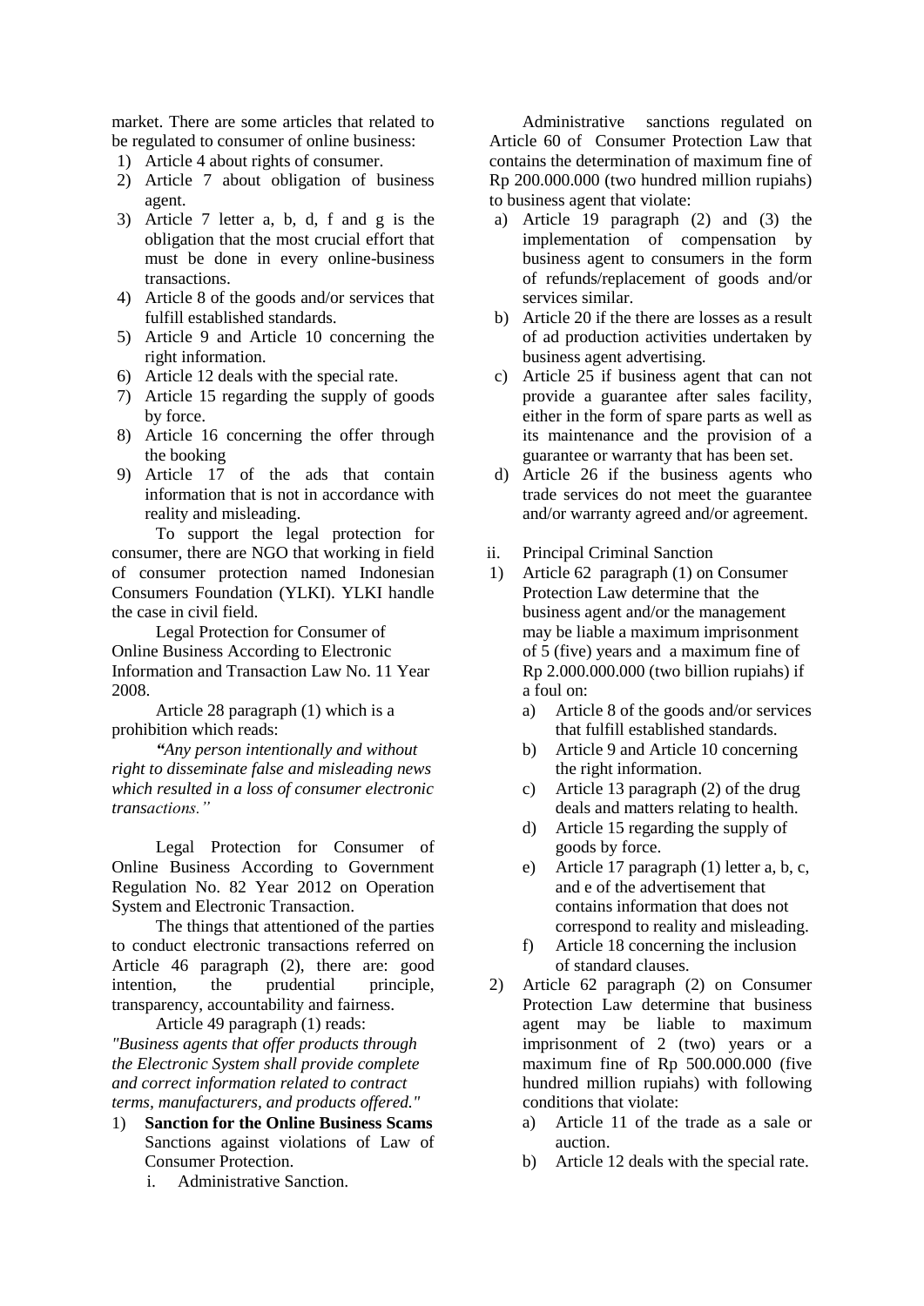market. There are some articles that related to be regulated to consumer of online business:

1) Article 4 about rights of consumer.
2) Article 7 about obligation of business agent.
3) Article 7 letter a, b, d, f and g is the obligation that the most crucial effort that must be done in every online-business transactions.
4) Article 8 of the goods and/or services that fulfill established standards.
5) Article 9 and Article 10 concerning the right information.
6) Article 12 deals with the special rate.
7) Article 15 regarding the supply of goods by force.
8) Article 16 concerning the offer through the booking
9) Article 17 of the ads that contain information that is not in accordance with reality and misleading.

To support the legal protection for consumer, there are NGO that working in field of consumer protection named Indonesian Consumers Foundation (YLKI). YLKI handle the case in civil field.

Legal Protection for Consumer of Online Business According to Electronic Information and Transaction Law No. 11 Year 2008.

Article 28 paragraph (1) which is a prohibition which reads:

*"Any person intentionally and without right to disseminate false and misleading news which resulted in a loss of consumer electronic transactions."*

Legal Protection for Consumer of Online Business According to Government Regulation No. 82 Year 2012 on Operation System and Electronic Transaction.

The things that attentioned of the parties to conduct electronic transactions referred on Article 46 paragraph (2), there are: good intention, the prudential principle, transparency, accountability and fairness.

Article 49 paragraph (1) reads:

*"Business agents that offer products through the Electronic System shall provide complete and correct information related to contract terms, manufacturers, and products offered."*

1) **Sanction for the Online Business Scams**
   Sanctions against violations of Law of Consumer Protection.
   i. Administrative Sanction.

Administrative sanctions regulated on Article 60 of Consumer Protection Law that contains the determination of maximum fine of Rp 200.000.000 (two hundred million rupiahs) to business agent that violate:

a) Article 19 paragraph (2) and (3) the implementation of compensation by business agent to consumers in the form of refunds/replacement of goods and/or services similar.
b) Article 20 if the there are losses as a result of ad production activities undertaken by business agent advertising.
c) Article 25 if business agent that can not provide a guarantee after sales facility, either in the form of spare parts as well as its maintenance and the provision of a guarantee or warranty that has been set.
d) Article 26 if the business agents who trade services do not meet the guarantee and/or warranty agreed and/or agreement.

ii. Principal Criminal Sanction

1) Article 62 paragraph (1) on Consumer Protection Law determine that the business agent and/or the management may be liable a maximum imprisonment of 5 (five) years and a maximum fine of Rp 2.000.000.000 (two billion rupiahs) if a foul on:
   a) Article 8 of the goods and/or services that fulfill established standards.
   b) Article 9 and Article 10 concerning the right information.
   c) Article 13 paragraph (2) of the drug deals and matters relating to health.
   d) Article 15 regarding the supply of goods by force.
   e) Article 17 paragraph (1) letter a, b, c, and e of the advertisement that contains information that does not correspond to reality and misleading.
   f) Article 18 concerning the inclusion of standard clauses.
2) Article 62 paragraph (2) on Consumer Protection Law determine that business agent may be liable to maximum imprisonment of 2 (two) years or a maximum fine of Rp 500.000.000 (five hundred million rupiahs) with following conditions that violate:
   a) Article 11 of the trade as a sale or auction.
   b) Article 12 deals with the special rate.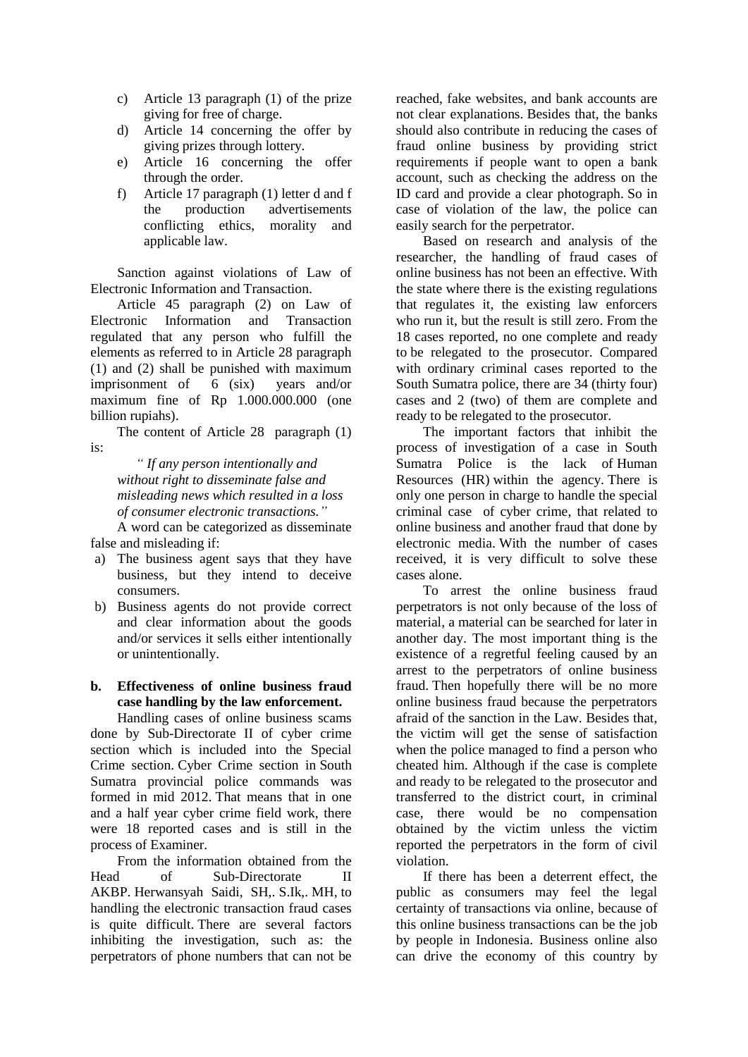c) Article 13 paragraph (1) of the prize giving for free of charge.
d) Article 14 concerning the offer by giving prizes through lottery.
e) Article 16 concerning the offer through the order.
f) Article 17 paragraph (1) letter d and f the production advertisements conflicting ethics, morality and applicable law.

Sanction against violations of Law of Electronic Information and Transaction.

Article 45 paragraph (2) on Law of Electronic Information and Transaction regulated that any person who fulfill the elements as referred to in Article 28 paragraph (1) and (2) shall be punished with maximum imprisonment of 6 (six) years and/or maximum fine of Rp 1.000.000.000 (one billion rupiahs).

The content of Article 28 paragraph (1) is:

> *" If any person intentionally and without right to disseminate false and misleading news which resulted in a loss of consumer electronic transactions."*

A word can be categorized as disseminate false and misleading if:

a) The business agent says that they have business, but they intend to deceive consumers.
b) Business agents do not provide correct and clear information about the goods and/or services it sells either intentionally or unintentionally.

**b. Effectiveness of online business fraud case handling by the law enforcement.**

Handling cases of online business scams done by Sub-Directorate II of cyber crime section which is included into the Special Crime section. Cyber Crime section in South Sumatra provincial police commands was formed in mid 2012. That means that in one and a half year cyber crime field work, there were 18 reported cases and is still in the process of Examiner.

From the information obtained from the Head of Sub-Directorate II AKBP. Herwansyah Saidi, SH,. S.Ik,. MH, to handling the electronic transaction fraud cases is quite difficult. There are several factors inhibiting the investigation, such as: the perpetrators of phone numbers that can not be reached, fake websites, and bank accounts are not clear explanations. Besides that, the banks should also contribute in reducing the cases of fraud online business by providing strict requirements if people want to open a bank account, such as checking the address on the ID card and provide a clear photograph. So in case of violation of the law, the police can easily search for the perpetrator.

Based on research and analysis of the researcher, the handling of fraud cases of online business has not been an effective. With the state where there is the existing regulations that regulates it, the existing law enforcers who run it, but the result is still zero. From the 18 cases reported, no one complete and ready to be relegated to the prosecutor. Compared with ordinary criminal cases reported to the South Sumatra police, there are 34 (thirty four) cases and 2 (two) of them are complete and ready to be relegated to the prosecutor.

The important factors that inhibit the process of investigation of a case in South Sumatra Police is the lack of Human Resources (HR) within the agency. There is only one person in charge to handle the special criminal case of cyber crime, that related to online business and another fraud that done by electronic media. With the number of cases received, it is very difficult to solve these cases alone.

To arrest the online business fraud perpetrators is not only because of the loss of material, a material can be searched for later in another day. The most important thing is the existence of a regretful feeling caused by an arrest to the perpetrators of online business fraud. Then hopefully there will be no more online business fraud because the perpetrators afraid of the sanction in the Law. Besides that, the victim will get the sense of satisfaction when the police managed to find a person who cheated him. Although if the case is complete and ready to be relegated to the prosecutor and transferred to the district court, in criminal case, there would be no compensation obtained by the victim unless the victim reported the perpetrators in the form of civil violation.

If there has been a deterrent effect, the public as consumers may feel the legal certainty of transactions via online, because of this online business transactions can be the job by people in Indonesia. Business online also can drive the economy of this country by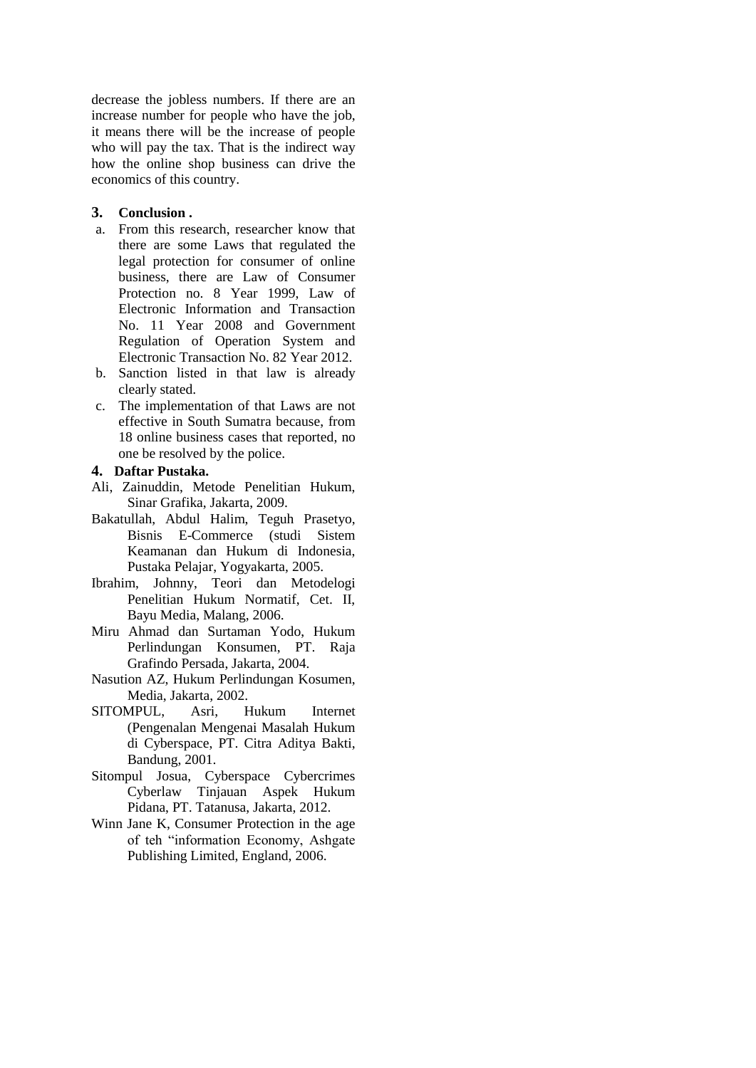decrease the jobless numbers. If there are an increase number for people who have the job, it means there will be the increase of people who will pay the tax. That is the indirect way how the online shop business can drive the economics of this country.

## 3. Conclusion .

a. From this research, researcher know that there are some Laws that regulated the legal protection for consumer of online business, there are Law of Consumer Protection no. 8 Year 1999, Law of Electronic Information and Transaction No. 11 Year 2008 and Government Regulation of Operation System and Electronic Transaction No. 82 Year 2012.

b. Sanction listed in that law is already clearly stated.

c. The implementation of that Laws are not effective in South Sumatra because, from 18 online business cases that reported, no one be resolved by the police.

## 4. Daftar Pustaka.

Ali, Zainuddin, Metode Penelitian Hukum, Sinar Grafika, Jakarta, 2009.

Bakatullah, Abdul Halim, Teguh Prasetyo, Bisnis E-Commerce (studi Sistem Keamanan dan Hukum di Indonesia, Pustaka Pelajar, Yogyakarta, 2005.

Ibrahim, Johnny, Teori dan Metodelogi Penelitian Hukum Normatif, Cet. II, Bayu Media, Malang, 2006.

Miru Ahmad dan Surtaman Yodo, Hukum Perlindungan Konsumen, PT. Raja Grafindo Persada, Jakarta, 2004.

Nasution AZ, Hukum Perlindungan Kosumen, Media, Jakarta, 2002.

SITOMPUL, Asri, Hukum Internet (Pengenalan Mengenai Masalah Hukum di Cyberspace, PT. Citra Aditya Bakti, Bandung, 2001.

Sitompul Josua, Cyberspace Cybercrimes Cyberlaw Tinjauan Aspek Hukum Pidana, PT. Tatanusa, Jakarta, 2012.

Winn Jane K, Consumer Protection in the age of teh "information Economy, Ashgate Publishing Limited, England, 2006.